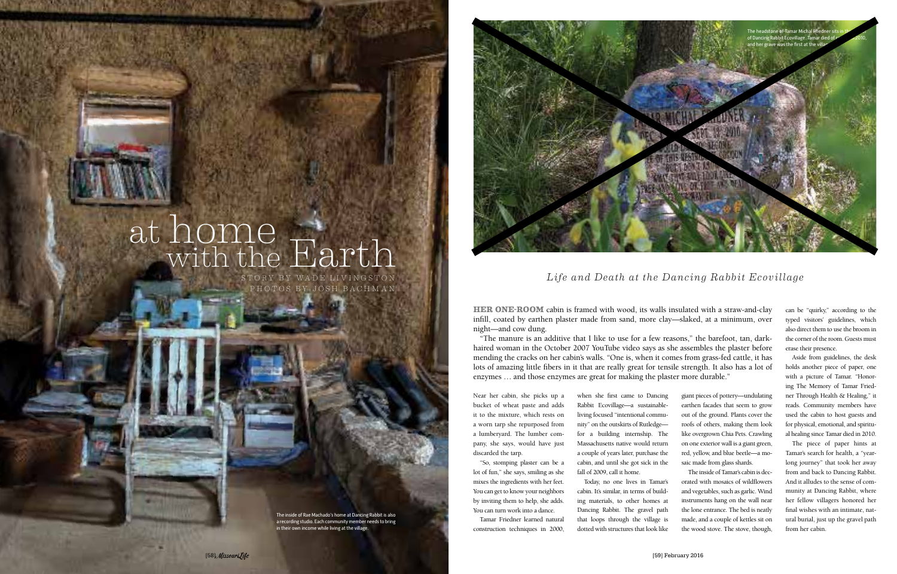# at home with the Earth

STORY BY WADE LIVINGSTON
PHOTOS BY JOSH BACHMAN

The inside of Rae Machado's home at Dancing Rabbit is also a recording studio. Each community member needs to bring in their own income while living at the village.

The headstone of Tamar Michal Friedner sits in the ... of Dancing Rabbit Ecovillage. Tamar died of ... 2010, and her grave was the first at the villa...

*Life and Death at the Dancing Rabbit Ecovillage*

**HER ONE-ROOM** cabin is framed with wood, its walls insulated with a straw-and-clay infill, coated by earthen plaster made from sand, more clay—slaked, at a minimum, over night—and cow dung.

"The manure is an additive that I like to use for a few reasons," the barefoot, tan, dark-haired woman in the October 2007 YouTube video says as she assembles the plaster before mending the cracks on her cabin's walls. "One is, when it comes from grass-fed cattle, it has lots of amazing little fibers in it that are really great for tensile strength. It also has a lot of enzymes … and those enzymes are great for making the plaster more durable."

Near her cabin, she picks up a bucket of wheat paste and adds it to the mixture, which rests on a worn tarp she repurposed from a lumberyard. The lumber company, she says, would have just discarded the tarp.

"So, stomping plaster can be a lot of fun," she says, smiling as she mixes the ingredients with her feet. You can get to know your neighbors by inviting them to help, she adds. You can turn work into a dance.

Tamar Friedner learned natural construction techniques in 2000, when she first came to Dancing Rabbit Ecovillage—a sustainable-living focused "intentional community" on the outskirts of Rutledge—for a building internship. The Massachusetts native would return a couple of years later, purchase the cabin, and until she got sick in the fall of 2009, call it home.

Today, no one lives in Tamar's cabin. It's similar, in terms of building materials, to other homes at Dancing Rabbit. The gravel path that loops through the village is dotted with structures that look like giant pieces of pottery—undulating earthen facades that seem to grow out of the ground. Plants cover the roofs of others, making them look like overgrown Chia Pets. Crawling on one exterior wall is a giant green, red, yellow, and blue beetle—a mosaic made from glass shards.

The inside of Tamar's cabin is decorated with mosaics of wildflowers and vegetables, such as garlic. Wind instruments hang on the wall near the lone entrance. The bed is neatly made, and a couple of kettles sit on the wood stove. The stove, though, can be "quirky," according to the typed visitors' guidelines, which also direct them to use the broom in the corner of the room. Guests must erase their presence.

Aside from guidelines, the desk holds another piece of paper, one with a picture of Tamar. "Honoring The Memory of Tamar Friedner Through Health & Healing," it reads. Community members have used the cabin to host guests and for physical, emotional, and spiritual healing since Tamar died in 2010.

The piece of paper hints at Tamar's search for health, a "yearlong journey" that took her away from and back to Dancing Rabbit. And it alludes to the sense of community at Dancing Rabbit, where her fellow villagers honored her final wishes with an intimate, natural burial, just up the gravel path from her cabin.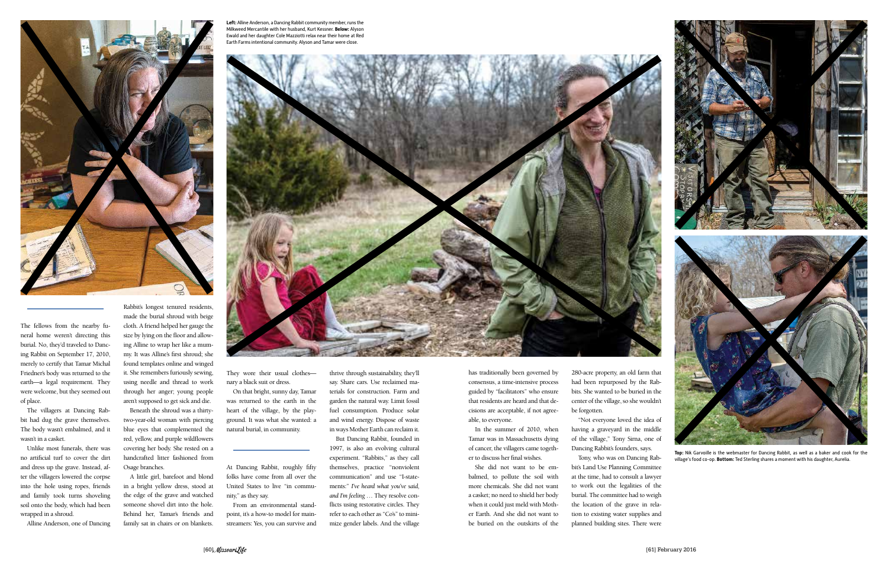**Left:** Alline Anderson, a Dancing Rabbit community member, runs the Milkweed Mercantile with her husband, Kurt Kessner. **Below:** Alyson Ewald and her daughter Cole Mazziotti relax near their home at Red Earth Farms intentional community. Alyson and Tamar were close.

The fellows from the nearby funeral home weren't directing this burial. No, they'd traveled to Dancing Rabbit on September 17, 2010, merely to certify that Tamar Michal Friedner's body was returned to the earth—a legal requirement. They were welcome, but they seemed out of place.

The villagers at Dancing Rabbit had dug the grave themselves. The body wasn't embalmed, and it wasn't in a casket.

Unlike most funerals, there was no artificial turf to cover the dirt and dress up the grave. Instead, after the villagers lowered the corpse into the hole using ropes, friends and family took turns shoveling soil onto the body, which had been wrapped in a shroud.

Alline Anderson, one of Dancing Rabbit's longest tenured residents, made the burial shroud with beige cloth. A friend helped her gauge the size by lying on the floor and allowing Alline to wrap her like a mummy. It was Alline's first shroud; she found templates online and winged it. She remembers furiously sewing, using needle and thread to work through her anger; young people aren't supposed to get sick and die.

Beneath the shroud was a thirty-two-year-old woman with piercing blue eyes that complemented the red, yellow, and purple wildflowers covering her body. She rested on a handcrafted litter fashioned from Osage branches.

A little girl, barefoot and blond in a bright yellow dress, stood at the edge of the grave and watched someone shovel dirt into the hole. Behind her, Tamar's friends and family sat in chairs or on blankets. They wore their usual clothes—nary a black suit or dress.

On that bright, sunny day, Tamar was returned to the earth in the heart of the village, by the playground. It was what she wanted: a natural burial, in community.

At Dancing Rabbit, roughly fifty folks have come from all over the United States to live "in community," as they say.

From an environmental standpoint, it's a how-to model for mainstreamers: Yes, you can survive and thrive through sustainability, they'll say. Share cars. Use reclaimed materials for construction. Farm and garden the natural way. Limit fossil fuel consumption. Produce solar and wind energy. Dispose of waste in ways Mother Earth can reclaim it.

But Dancing Rabbit, founded in 1997, is also an evolving cultural experiment. "Rabbits," as they call themselves, practice "nonviolent communication" and use "I-statements:" *I've heard what you've said, and I'm feeling* … They resolve conflicts using restorative circles. They refer to each other as "Co's" to minimize gender labels. And the village has traditionally been governed by consensus, a time-intensive process guided by "facilitators" who ensure that residents are heard and that decisions are acceptable, if not agreeable, to everyone.

In the summer of 2010, when Tamar was in Massachusetts dying of cancer, the villagers came together to discuss her final wishes.

She did not want to be embalmed, to pollute the soil with more chemicals. She did not want a casket; no need to shield her body when it could just meld with Mother Earth. And she did not want to be buried on the outskirts of the 280-acre property, an old farm that had been repurposed by the Rabbits. She wanted to be buried in the center of the village, so she wouldn't be forgotten.

"Not everyone loved the idea of having a graveyard in the middle of the village," Tony Sirna, one of Dancing Rabbit's founders, says.

Tony, who was on Dancing Rabbit's Land Use Planning Committee at the time, had to consult a lawyer to work out the legalities of the burial. The committee had to weigh the location of the grave in relation to existing water supplies and planned building sites. There were

**Top:** Nik Garvoille is the webmaster for Dancing Rabbit, as well as a baker and cook for the village's food co-op. **Bottom:** Ted Sterling shares a moment with his daughter, Aurelia.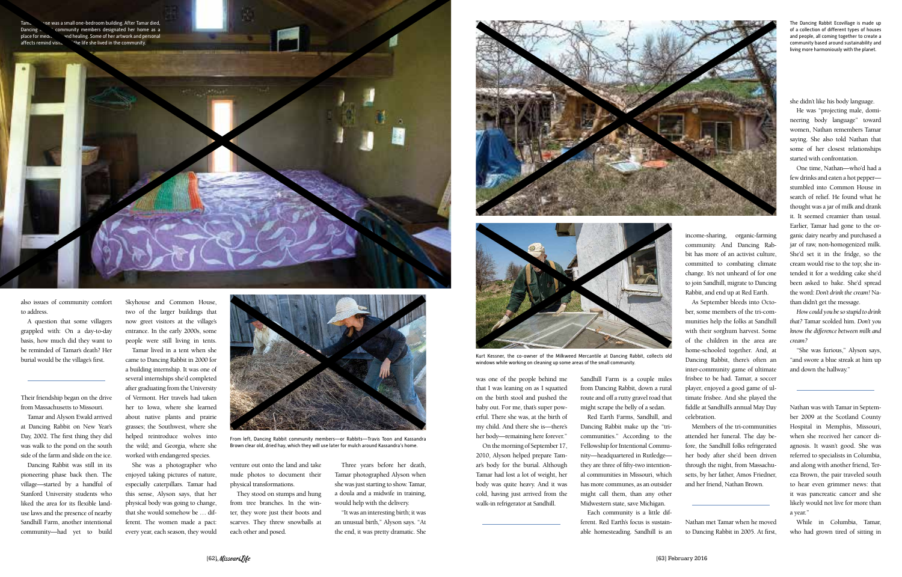Tam... use was a small one-bedroom building. After Tamar died, Dancing ... community members designated her home as a place for medi... and healing. Some of her artwork and personal affects remind visi... the life she lived in the community.

also issues of community comfort to address.

A question that some villagers grappled with: On a day-to-day basis, how much did they want to be reminded of Tamar's death? Her burial would be the village's first.

Their friendship began on the drive from Massachusetts to Missouri.

Tamar and Alyson Ewald arrived at Dancing Rabbit on New Year's Day, 2002. The first thing they did was walk to the pond on the south side of the farm and slide on the ice.

Dancing Rabbit was still in its pioneering phase back then. The village—started by a handful of Stanford University students who liked the area for its flexible land-use laws and the presence of nearby Sandhill Farm, another intentional community—had yet to build Skyhouse and Common House, two of the larger buildings that now greet visitors at the village's entrance. In the early 2000s, some people were still living in tents.

Tamar lived in a tent when she came to Dancing Rabbit in 2000 for a building internship. It was one of several internships she'd completed after graduating from the University of Vermont. Her travels had taken her to Iowa, where she learned about native plants and prairie grasses; the Southwest, where she helped reintroduce wolves into the wild; and Georgia, where she worked with endangered species.

She was a photographer who enjoyed taking pictures of nature, especially caterpillars. Tamar had this sense, Alyson says, that her physical body was going to change, that she would somehow be … different. The women made a pact: every year, each season, they would venture out onto the land and take nude photos to document their physical transformations.

From left, Dancing Rabbit community members—or Rabbits—Travis Toon and Kassandra Brown clear old, dried hay, which they will use later for mulch around Kassandra's home.

They stood on stumps and hung from tree branches. In the winter, they wore just their boots and scarves. They threw snowballs at each other and posed.

Three years before her death, Tamar photographed Alyson when she was just starting to show. Tamar, a doula and a midwife in training, would help with the delivery.

"It was an interesting birth; it was an unusual birth," Alyson says. "At the end, it was pretty dramatic. She was one of the people behind me that I was leaning on as I squatted on the birth stool and pushed the baby out. For me, that's super powerful. There she was, at the birth of my child. And there she is—there's her body—remaining here forever."

On the morning of September 17, 2010, Alyson helped prepare Tamar's body for the burial. Although Tamar had lost a lot of weight, her body was quite heavy. And it was cold, having just arrived from the walk-in refrigerator at Sandhill.

Kurt Kessner, the co-owner of the Milkweed Mercantile at Dancing Rabbit, collects old windows while working on cleaning up some areas of the small community.

Sandhill Farm is a couple miles from Dancing Rabbit, down a rural route and off a rutty gravel road that might scrape the belly of a sedan.

Red Earth Farms, Sandhill, and Dancing Rabbit make up the "tri-communities." According to the Fellowship for Intentional Community—headquartered in Rutledge—they are three of fifty-two intentional communities in Missouri, which has more communes, as an outsider might call them, than any other Midwestern state, save Michigan.

Each community is a little different. Red Earth's focus is sustainable homesteading. Sandhill is an income-sharing, organic-farming community. And Dancing Rabbit has more of an activist culture, committed to combating climate change. It's not unheard of for one to join Sandhill, migrate to Dancing Rabbit, and end up at Red Earth.

As September bleeds into October, some members of the tri-communities help the folks at Sandhill with their sorghum harvest. Some of the children in the area are home-schooled together. And, at Dancing Rabbit, there's often an inter-community game of ultimate frisbee to be had. Tamar, a soccer player, enjoyed a good game of ultimate frisbee. And she played the fiddle at Sandhill's annual May Day celebration.

Members of the tri-communities attended her funeral. The day before, the Sandhill folks refrigerated her body after she'd been driven through the night, from Massachusetts, by her father, Amos Friedner, and her friend, Nathan Brown.

The Dancing Rabbit Ecovillage is made up of a collection of different types of houses and people, all coming together to create a community based around sustainability and living more harmoniously with the planet.

Nathan met Tamar when he moved to Dancing Rabbit in 2005. At first, she didn't like his body language.

He was "projecting male, domineering body language" toward women, Nathan remembers Tamar saying. She also told Nathan that some of her closest relationships started with confrontation.

One time, Nathan—who'd had a few drinks and eaten a hot pepper—stumbled into Common House in search of relief. He found what he thought was a jar of milk and drank it. It seemed creamier than usual. Earlier, Tamar had gone to the organic dairy nearby and purchased a jar of raw, non-homogenized milk. She'd set it in the fridge, so the cream would rise to the top; she intended it for a wedding cake she'd been asked to bake. She'd spread the word: *Don't drink the cream!* Nathan didn't get the message.

*How could you be so stupid to drink that?* Tamar scolded him. *Don't you know the difference between milk and cream?*

"She was furious," Alyson says, "and swore a blue streak at him up and down the hallway."

Nathan was with Tamar in September 2009 at the Scotland County Hospital in Memphis, Missouri, when she received her cancer diagnosis. It wasn't good. She was referred to specialists in Columbia, and along with another friend, Tereza Brown, the pair traveled south to hear even grimmer news: that it was pancreatic cancer and she likely would not live for more than a year."

While in Columbia, Tamar, who had grown tired of sitting in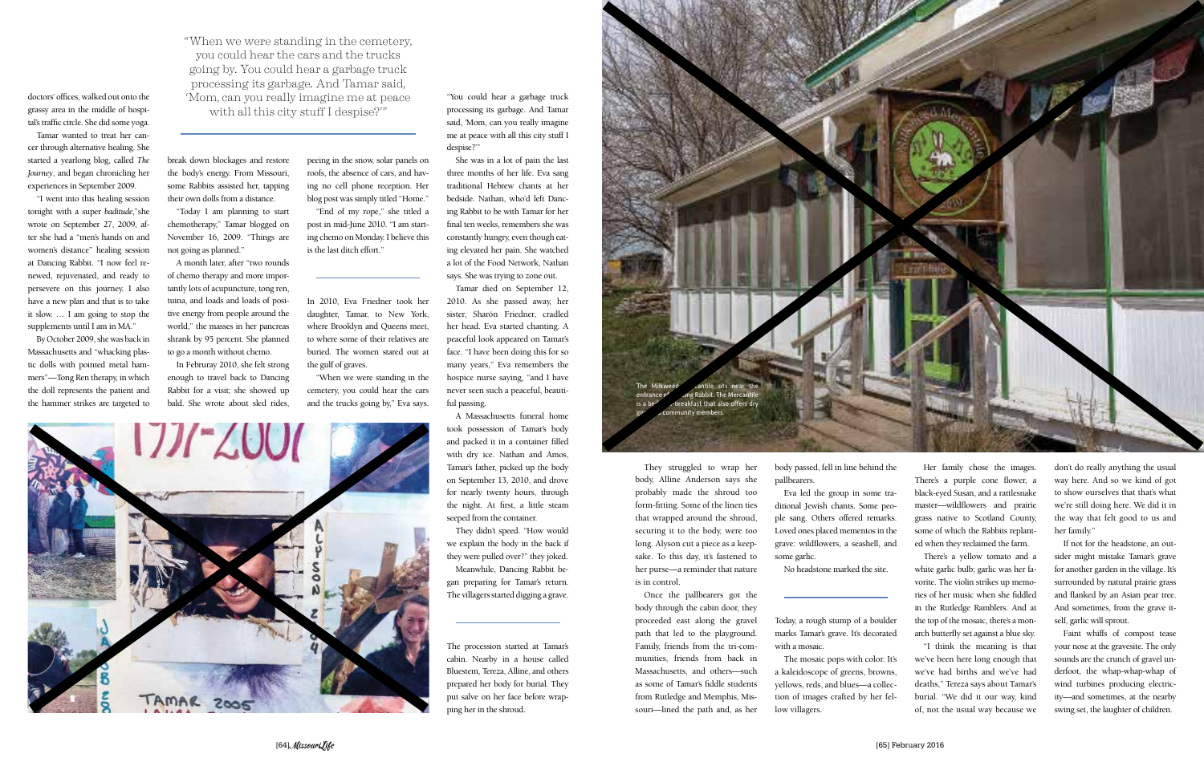doctors' offices, walked out onto the grassy area in the middle of hospital's traffic circle. She did some yoga.

Tamar wanted to treat her cancer through alternative healing. She started a yearlong blog, called *The Journey*, and began chronicling her experiences in September 2009.

"I went into this healing session tonight with a super *baditude*," she wrote on September 27, 2009, after she had a "men's hands on and women's distance" healing session at Dancing Rabbit. "I now feel renewed, rejuvenated, and ready to persevere on this journey. I also have a new plan and that is to take it slow. … I am going to stop the supplements until I am in MA."

By October 2009, she was back in Massachusetts and "whacking plastic dolls with pointed metal hammers"—Tong Ren therapy, in which the doll represents the patient and the hammer strikes are targeted to break down blockages and restore the body's energy. From Missouri, some Rabbits assisted her, tapping their own dolls from a distance.

"Today I am planning to start chemotherapy," Tamar blogged on November 16, 2009. "Things are not going as planned."

A month later, after "two rounds of chemo therapy and more importantly lots of acupuncture, tong ren, tuina, and loads and loads of positive energy from people around the world," the masses in her pancreas shrank by 95 percent. She planned to go a month without chemo.

In Februray 2010, she felt strong enough to travel back to Dancing Rabbit for a visit; she showed up bald. She wrote about sled rides, peeing in the snow, solar panels on roofs, the absence of cars, and having no cell phone reception. Her blog post was simply titled "Home."

"End of my rope," she titled a post in mid-June 2010. "I am starting chemo on Monday. I believe this is the last ditch effort."

> "When we were standing in the cemetery, you could hear the cars and the trucks going by. You could hear a garbage truck processing its garbage. And Tamar said, 'Mom, can you really imagine me at peace with all this city stuff I despise?'"

In 2010, Eva Friedner took her daughter, Tamar, to New York, where Brooklyn and Queens meet, to where some of their relatives are buried. The women stared out at the gulf of graves.

"When we were standing in the cemetery, you could hear the cars and the trucks going by," Eva says. "You could hear a garbage truck processing its garbage. And Tamar said, 'Mom, can you really imagine me at peace with all this city stuff I despise?'"

She was in a lot of pain the last three months of her life. Eva sang traditional Hebrew chants at her bedside. Nathan, who'd left Dancing Rabbit to be with Tamar for her final ten weeks, remembers she was constantly hungry, even though eating elevated her pain. She watched a lot of the Food Network, Nathan says. She was trying to zone out.

Tamar died on September 12, 2010. As she passed away, her sister, Sharón Friedner, cradled her head. Eva started chanting. A peaceful look appeared on Tamar's face. "I have been doing this for so many years," Eva remembers the hospice nurse saying, "and I have never seen such a peaceful, beautiful passing."

A Massachusetts funeral home took possession of Tamar's body and packed it in a container filled with dry ice. Nathan and Amos, Tamar's father, picked up the body on September 13, 2010, and drove for nearly twenty hours, through the night. At first, a little steam seeped from the container.

They didn't speed. "How would we explain the body in the back if they were pulled over?" they joked.

Meanwhile, Dancing Rabbit began preparing for Tamar's return. The villagers started digging a grave.

The procession started at Tamar's cabin. Nearby in a house called Bluestem, Tereza, Alline, and others prepared her body for burial. They put salve on her face before wrapping her in the shroud.

The Milkweed Mercantile sits near the entrance of Dancing Rabbit. The Mercantile is a bed-and-breakfast that also offers dry goods to community members.

They struggled to wrap her body, Alline Anderson says she probably made the shroud too form-fitting. Some of the linen ties that wrapped around the shroud, securing it to the body, were too long. Alyson cut a piece as a keepsake. To this day, it's fastened to her purse—a reminder that nature is in control.

Once the pallbearers got the body through the cabin door, they proceeded east along the gravel path that led to the playground. Family, friends from the tri-communities, friends from back in Massachusetts, and others—such as some of Tamar's fiddle students from Rutledge and Memphis, Missouri—lined the path and, as her body passed, fell in line behind the pallbearers.

Eva led the group in some traditional Jewish chants. Some people sang. Others offered remarks. Loved ones placed mementos in the grave: wildflowers, a seashell, and some garlic.

No headstone marked the site.

Today, a rough stump of a boulder marks Tamar's grave. It's decorated with a mosaic.

The mosaic pops with color. It's a kaleidoscope of greens, browns, yellows, reds, and blues—a collection of images crafted by her fellow villagers.

Her family chose the images. There's a purple cone flower, a black-eyed Susan, and a rattlesnake master—wildflowers and prairie grass native to Scotland County, some of which the Rabbits replanted when they reclaimed the farm.

There's a yellow tomato and a white garlic bulb; garlic was her favorite. The violin strikes up memories of her music when she fiddled in the Rutledge Ramblers. And at the top of the mosaic, there's a monarch butterfly set against a blue sky.

"I think the meaning is that we've been here long enough that we've had births and we've had deaths," Tereza says about Tamar's burial. "We did it our way, kind of, not the usual way because we don't do really anything the usual way here. And so we kind of got to show ourselves that that's what we're still doing here. We did it in the way that felt good to us and her family."

If not for the headstone, an outsider might mistake Tamar's grave for another garden in the village. It's surrounded by natural prairie grass and flanked by an Asian pear tree. And sometimes, from the grave itself, garlic will sprout.

Faint whiffs of compost tease your nose at the gravesite. The only sounds are the crunch of gravel underfoot, the whap-whap-whap of wind turbines producing electricity—and sometimes, at the nearby swing set, the laughter of children.